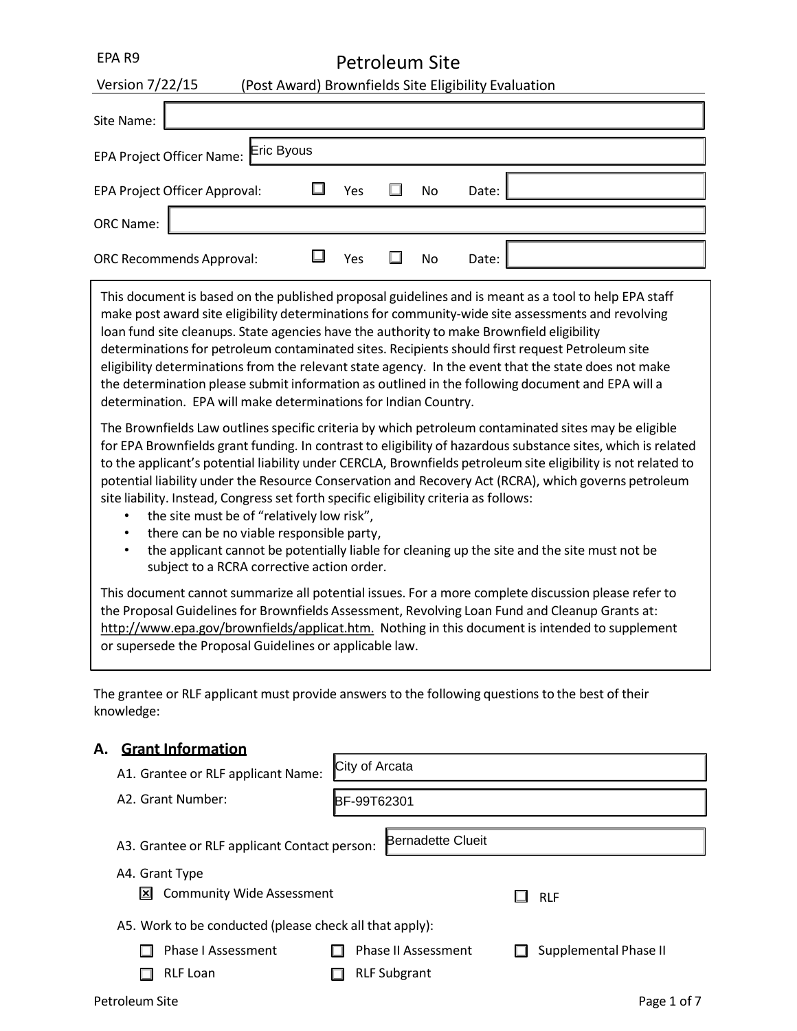EPA R9

Version 7/22/15

# Petroleum Site

## (Post Award) Brownfields Site Eligibility Evaluation

Site Name:

EPA Project Officer Name: Eric Byous

EPA Project Officer Approval: ☐ Yes ☐ No Date:

ORC Name:

ORC Recommends Approval: ☐ Yes ☐ No Date:

This document is based on the published proposal guidelines and is meant as a tool to help EPA staff make post award site eligibility determinations for community-wide site assessments and revolving loan fund site cleanups. State agencies have the authority to make Brownfield eligibility determinations for petroleum contaminated sites. Recipients should first request Petroleum site eligibility determinations from the relevant state agency. In the event that the state does not make the determination please submit information as outlined in the following document and EPA will a determination. EPA will make determinations for Indian Country.

The Brownfields Law outlines specific criteria by which petroleum contaminated sites may be eligible for EPA Brownfields grant funding. In contrast to eligibility of hazardous substance sites, which is related to the applicant's potential liability under CERCLA, Brownfields petroleum site eligibility is not related to potential liability under the Resource Conservation and Recovery Act (RCRA), which governs petroleum site liability. Instead, Congress set forth specific eligibility criteria as follows:

- the site must be of "relatively low risk",
- there can be no viable responsible party,
- the applicant cannot be potentially liable for cleaning up the site and the site must not be subject to a RCRA corrective action order.

This document cannot summarize all potential issues. For a more complete discussion please refer to the Proposal Guidelines for Brownfields Assessment, Revolving Loan Fund and Cleanup Grants at: http://www.epa.gov/brownfields/applicat.htm. Nothing in this document is intended to supplement or supersede the Proposal Guidelines or applicable law.

The grantee or RLF applicant must provide answers to the following questions to the best of their knowledge:

## A. Grant Information

A1. Grantee or RLF applicant Name: City of Arcata

A2. Grant Number: BF-99T62301

A3. Grantee or RLF applicant Contact person: Bernadette Clueit

A4. Grant Type

☒ Community Wide Assessment ☐ RLF

A5. Work to be conducted (please check all that apply):

☐ Phase I Assessment ☐ Phase II Assessment ☐ Supplemental Phase II

☐ RLF Loan ☐ RLF Subgrant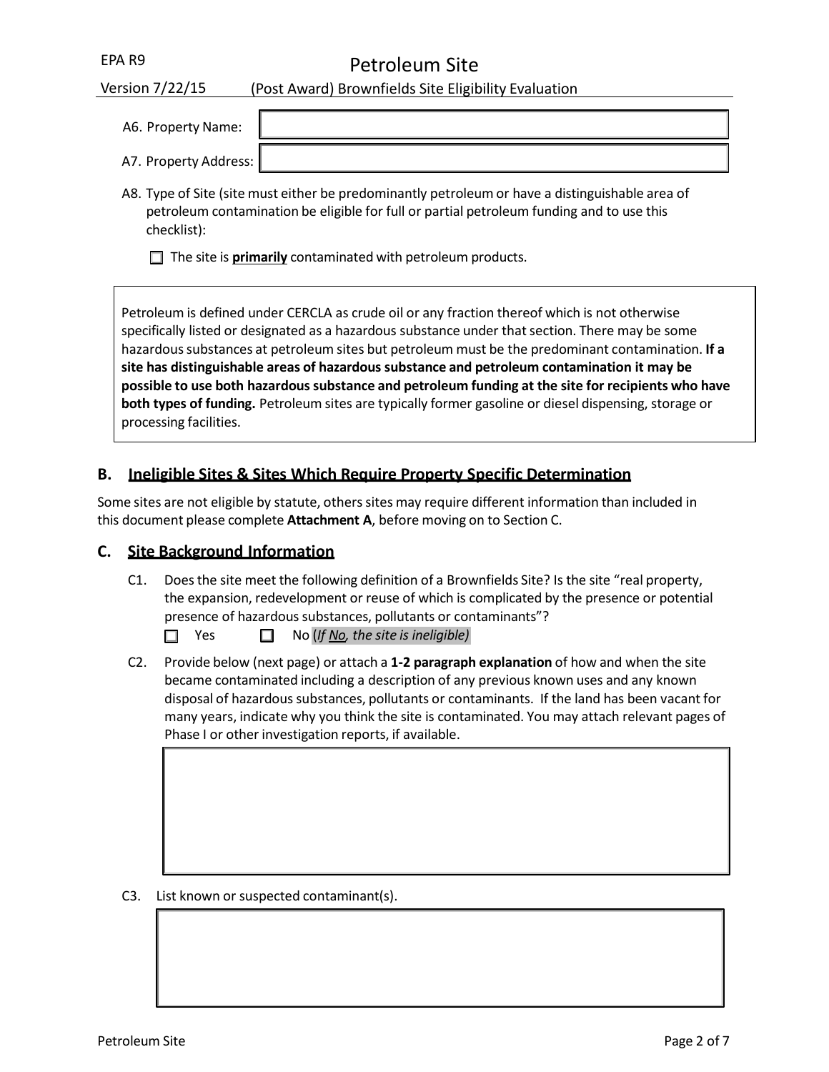A6. Property Name:

A7. Property Address:

A8. Type of Site (site must either be predominantly petroleum or have a distinguishable area of petroleum contamination be eligible for full or partial petroleum funding and to use this checklist):

- ☐ The site is **primarily** contaminated with petroleum products.

> Petroleum is defined under CERCLA as crude oil or any fraction thereof which is not otherwise specifically listed or designated as a hazardous substance under that section. There may be some hazardous substances at petroleum sites but petroleum must be the predominant contamination. **If a site has distinguishable areas of hazardous substance and petroleum contamination it may be possible to use both hazardous substance and petroleum funding at the site for recipients who have both types of funding.** Petroleum sites are typically former gasoline or diesel dispensing, storage or processing facilities.

## B. Ineligible Sites & Sites Which Require Property Specific Determination

Some sites are not eligible by statute, others sites may require different information than included in this document please complete **Attachment A**, before moving on to Section C.

## C. Site Background Information

C1. Does the site meet the following definition of a Brownfields Site? Is the site "real property, the expansion, redevelopment or reuse of which is complicated by the presence or potential presence of hazardous substances, pollutants or contaminants"?

☐ Yes ☐ No (*If No, the site is ineligible)*

C2. Provide below (next page) or attach a **1-2 paragraph explanation** of how and when the site became contaminated including a description of any previous known uses and any known disposal of hazardous substances, pollutants or contaminants. If the land has been vacant for many years, indicate why you think the site is contaminated. You may attach relevant pages of Phase I or other investigation reports, if available.

C3. List known or suspected contaminant(s).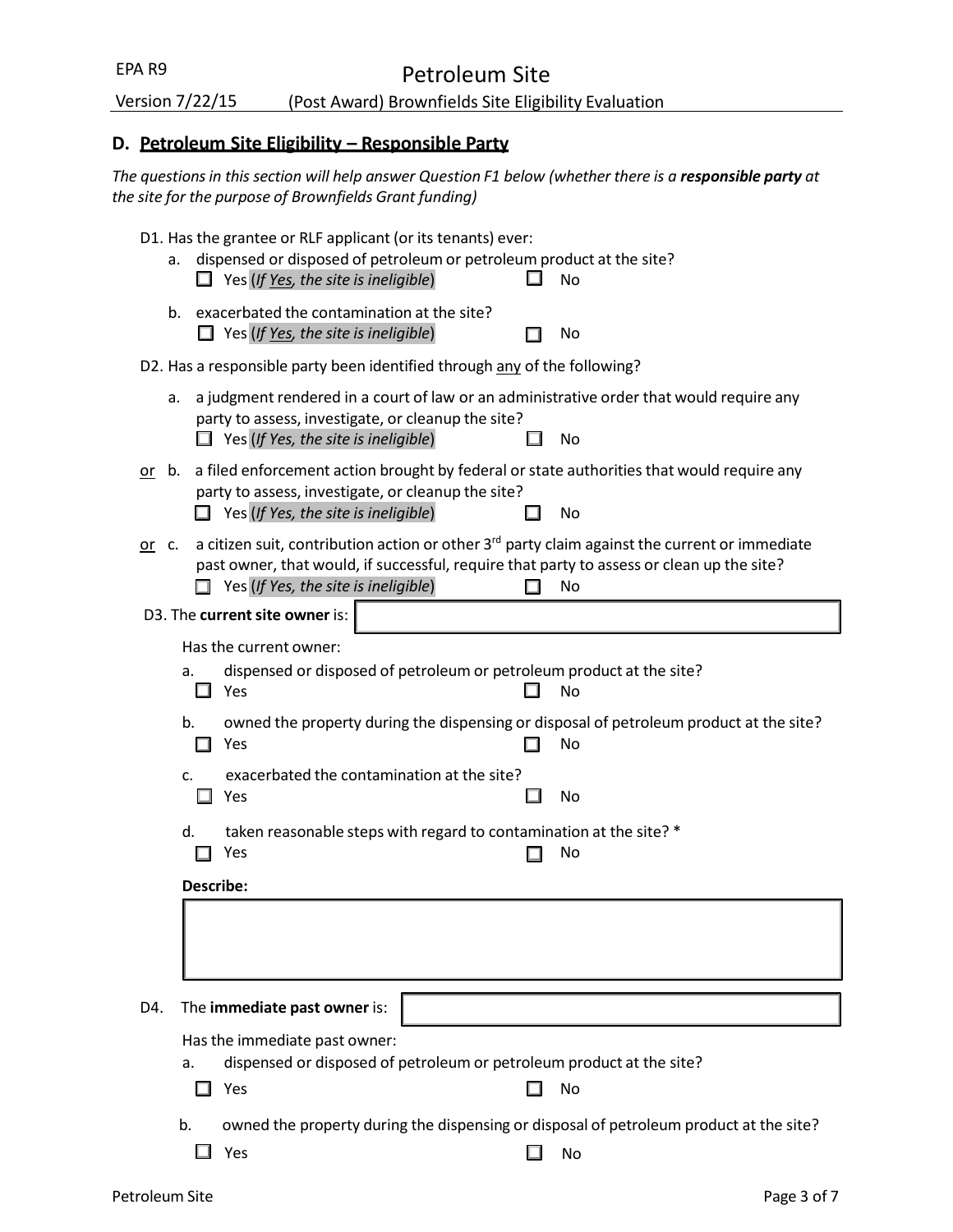## D. Petroleum Site Eligibility – Responsible Party

*The questions in this section will help answer Question F1 below (whether there is a **responsible party** at the site for the purpose of Brownfields Grant funding)*

D1. Has the grantee or RLF applicant (or its tenants) ever:

a. dispensed or disposed of petroleum or petroleum product at the site?
☐ Yes (*If Yes, the site is ineligible*) ☐ No

b. exacerbated the contamination at the site?
☐ Yes (*If Yes, the site is ineligible*) ☐ No

D2. Has a responsible party been identified through any of the following?

a. a judgment rendered in a court of law or an administrative order that would require any party to assess, investigate, or cleanup the site?
☐ Yes (*If Yes, the site is ineligible*) ☐ No

or b. a filed enforcement action brought by federal or state authorities that would require any party to assess, investigate, or cleanup the site?
☐ Yes (*If Yes, the site is ineligible*) ☐ No

or c. a citizen suit, contribution action or other 3rd party claim against the current or immediate past owner, that would, if successful, require that party to assess or clean up the site?
☐ Yes (*If Yes, the site is ineligible*) ☐ No

D3. The **current site owner** is: ____________________

Has the current owner:

a. dispensed or disposed of petroleum or petroleum product at the site?
☐ Yes ☐ No

b. owned the property during the dispensing or disposal of petroleum product at the site?
☐ Yes ☐ No

c. exacerbated the contamination at the site?
☐ Yes ☐ No

d. taken reasonable steps with regard to contamination at the site? *
☐ Yes ☐ No

**Describe:**

____________________

D4. The **immediate past owner** is: ____________________

Has the immediate past owner:

a. dispensed or disposed of petroleum or petroleum product at the site?
☐ Yes ☐ No

b. owned the property during the dispensing or disposal of petroleum product at the site?
☐ Yes ☐ No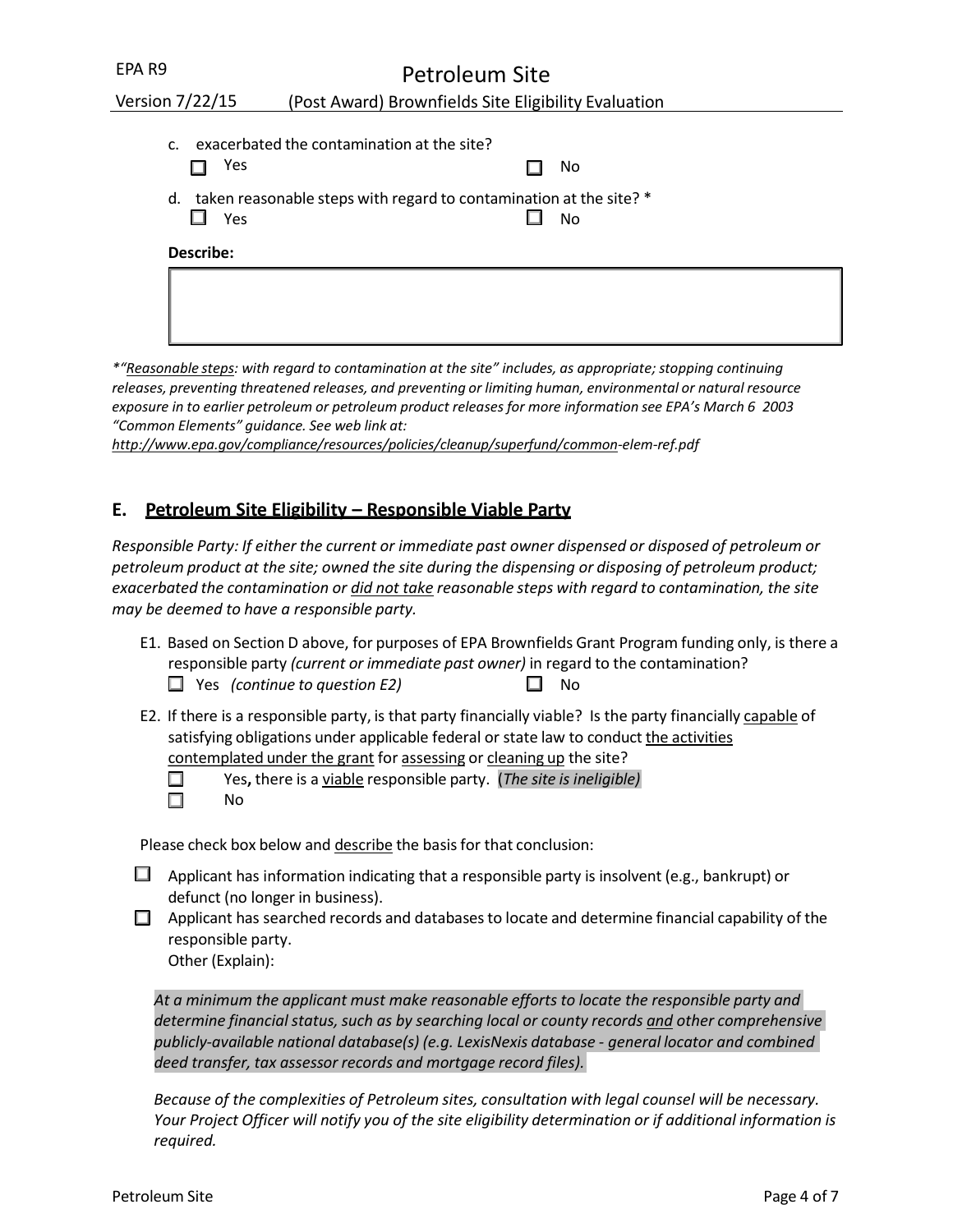c. exacerbated the contamination at the site?

☐ Yes ☐ No

d. taken reasonable steps with regard to contamination at the site? *

☐ Yes ☐ No

**Describe:**

| |
|---|
| |

*"Reasonable steps: with regard to contamination at the site" includes, as appropriate; stopping continuing releases, preventing threatened releases, and preventing or limiting human, environmental or natural resource exposure in to earlier petroleum or petroleum product releases for more information see EPA's March 6 2003 "Common Elements" guidance. See web link at: http://www.epa.gov/compliance/resources/policies/cleanup/superfund/common-elem-ref.pdf*

## E. Petroleum Site Eligibility – Responsible Viable Party

*Responsible Party: If either the current or immediate past owner dispensed or disposed of petroleum or petroleum product at the site; owned the site during the dispensing or disposing of petroleum product; exacerbated the contamination or did not take reasonable steps with regard to contamination, the site may be deemed to have a responsible party.*

E1. Based on Section D above, for purposes of EPA Brownfields Grant Program funding only, is there a responsible party *(current or immediate past owner)* in regard to the contamination?

☐ Yes *(continue to question E2)* ☐ No

E2. If there is a responsible party, is that party financially viable? Is the party financially capable of satisfying obligations under applicable federal or state law to conduct the activities contemplated under the grant for assessing or cleaning up the site?

☐ Yes**,** there is a viable responsible party. (*The site is ineligible)*

☐ No

Please check box below and describe the basis for that conclusion:

☐ Applicant has information indicating that a responsible party is insolvent (e.g., bankrupt) or defunct (no longer in business).

☐ Applicant has searched records and databases to locate and determine financial capability of the responsible party.

Other (Explain):

*At a minimum the applicant must make reasonable efforts to locate the responsible party and determine financial status, such as by searching local or county records and other comprehensive publicly-available national database(s) (e.g. LexisNexis database - general locator and combined deed transfer, tax assessor records and mortgage record files).*

*Because of the complexities of Petroleum sites, consultation with legal counsel will be necessary. Your Project Officer will notify you of the site eligibility determination or if additional information is required.*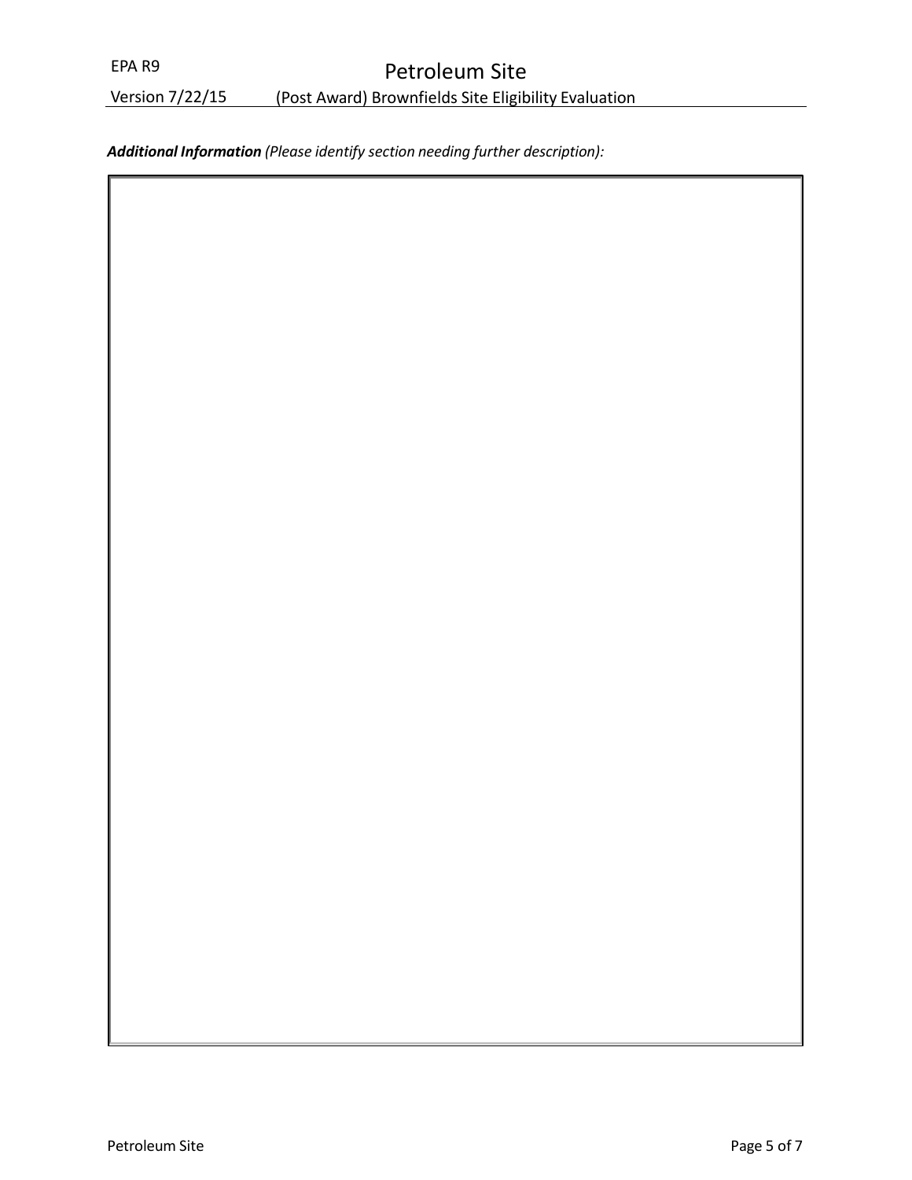***Additional Information*** *(Please identify section needing further description):*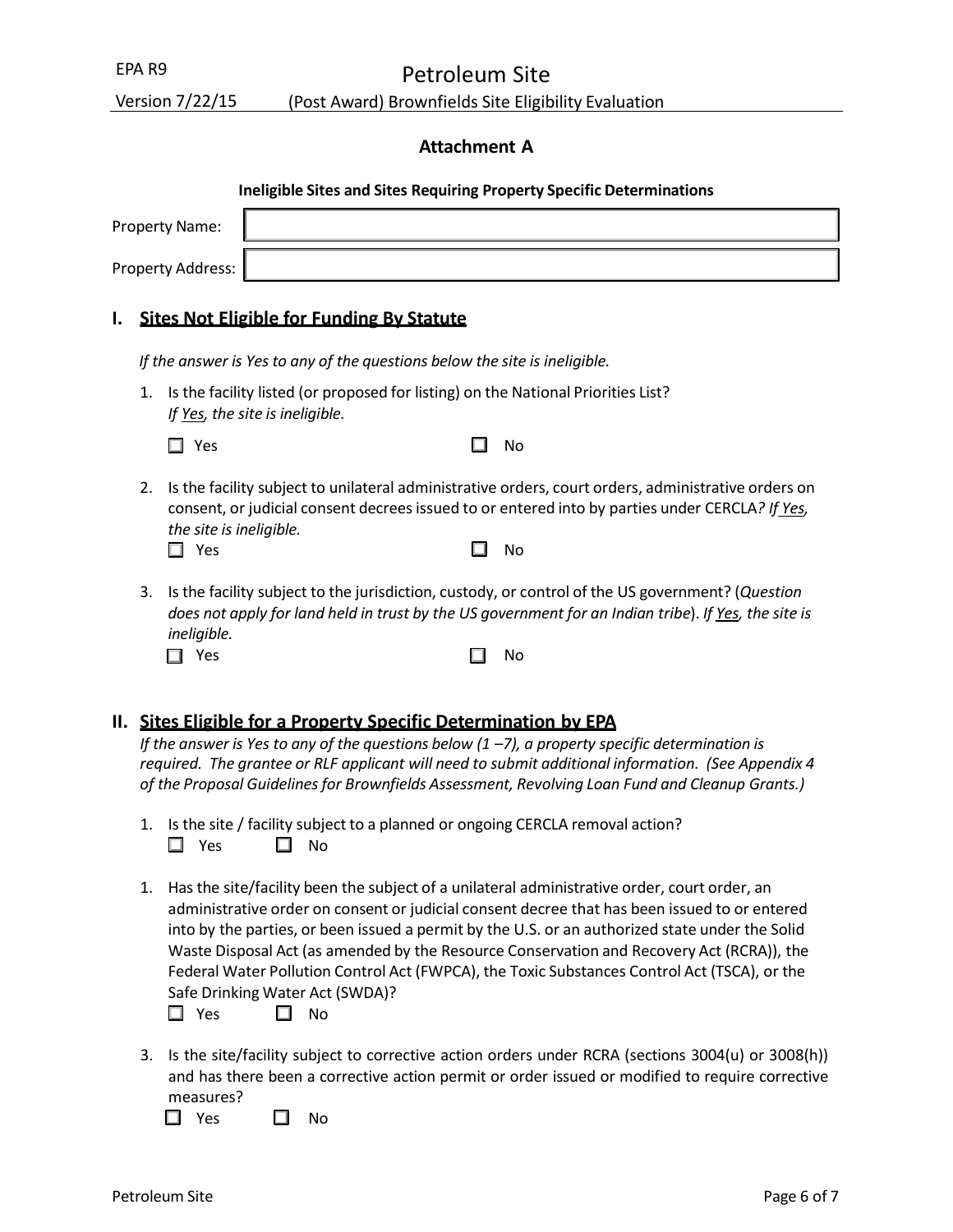## Attachment A

**Ineligible Sites and Sites Requiring Property Specific Determinations**

Property Name:

Property Address:

## I. Sites Not Eligible for Funding By Statute

*If the answer is Yes to any of the questions below the site is ineligible.*

1. Is the facility listed (or proposed for listing) on the National Priorities List? *If Yes, the site is ineligible.*

   ☐ Yes ☐ No

2. Is the facility subject to unilateral administrative orders, court orders, administrative orders on consent, or judicial consent decrees issued to or entered into by parties under CERCLA*? If Yes, the site is ineligible.*

   ☐ Yes ☐ No

3. Is the facility subject to the jurisdiction, custody, or control of the US government? (*Question does not apply for land held in trust by the US government for an Indian tribe*). *If Yes, the site is ineligible.*

   ☐ Yes ☐ No

## II. Sites Eligible for a Property Specific Determination by EPA

*If the answer is Yes to any of the questions below (1 –7), a property specific determination is required. The grantee or RLF applicant will need to submit additional information. (See Appendix 4 of the Proposal Guidelines for Brownfields Assessment, Revolving Loan Fund and Cleanup Grants.)*

1. Is the site / facility subject to a planned or ongoing CERCLA removal action?

   ☐ Yes ☐ No

1. Has the site/facility been the subject of a unilateral administrative order, court order, an administrative order on consent or judicial consent decree that has been issued to or entered into by the parties, or been issued a permit by the U.S. or an authorized state under the Solid Waste Disposal Act (as amended by the Resource Conservation and Recovery Act (RCRA)), the Federal Water Pollution Control Act (FWPCA), the Toxic Substances Control Act (TSCA), or the Safe Drinking Water Act (SWDA)?

   ☐ Yes ☐ No

3. Is the site/facility subject to corrective action orders under RCRA (sections 3004(u) or 3008(h)) and has there been a corrective action permit or order issued or modified to require corrective measures?

   ☐ Yes ☐ No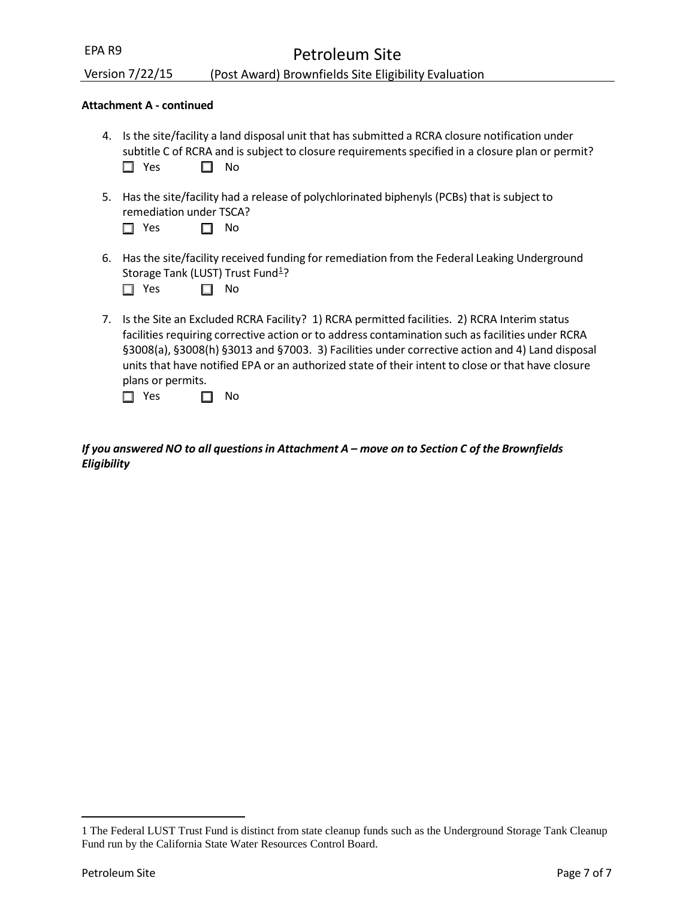**Attachment A - continued**

4. Is the site/facility a land disposal unit that has submitted a RCRA closure notification under subtitle C of RCRA and is subject to closure requirements specified in a closure plan or permit?
   ☐ Yes ☐ No

5. Has the site/facility had a release of polychlorinated biphenyls (PCBs) that is subject to remediation under TSCA?
   ☐ Yes ☐ No

6. Has the site/facility received funding for remediation from the Federal Leaking Underground Storage Tank (LUST) Trust Fund[1]?
   ☐ Yes ☐ No

7. Is the Site an Excluded RCRA Facility? 1) RCRA permitted facilities. 2) RCRA Interim status facilities requiring corrective action or to address contamination such as facilities under RCRA §3008(a), §3008(h) §3013 and §7003. 3) Facilities under corrective action and 4) Land disposal units that have notified EPA or an authorized state of their intent to close or that have closure plans or permits.
   ☐ Yes ☐ No

***If you answered NO to all questions in Attachment A – move on to Section C of the Brownfields Eligibility***

---

1 The Federal LUST Trust Fund is distinct from state cleanup funds such as the Underground Storage Tank Cleanup Fund run by the California State Water Resources Control Board.